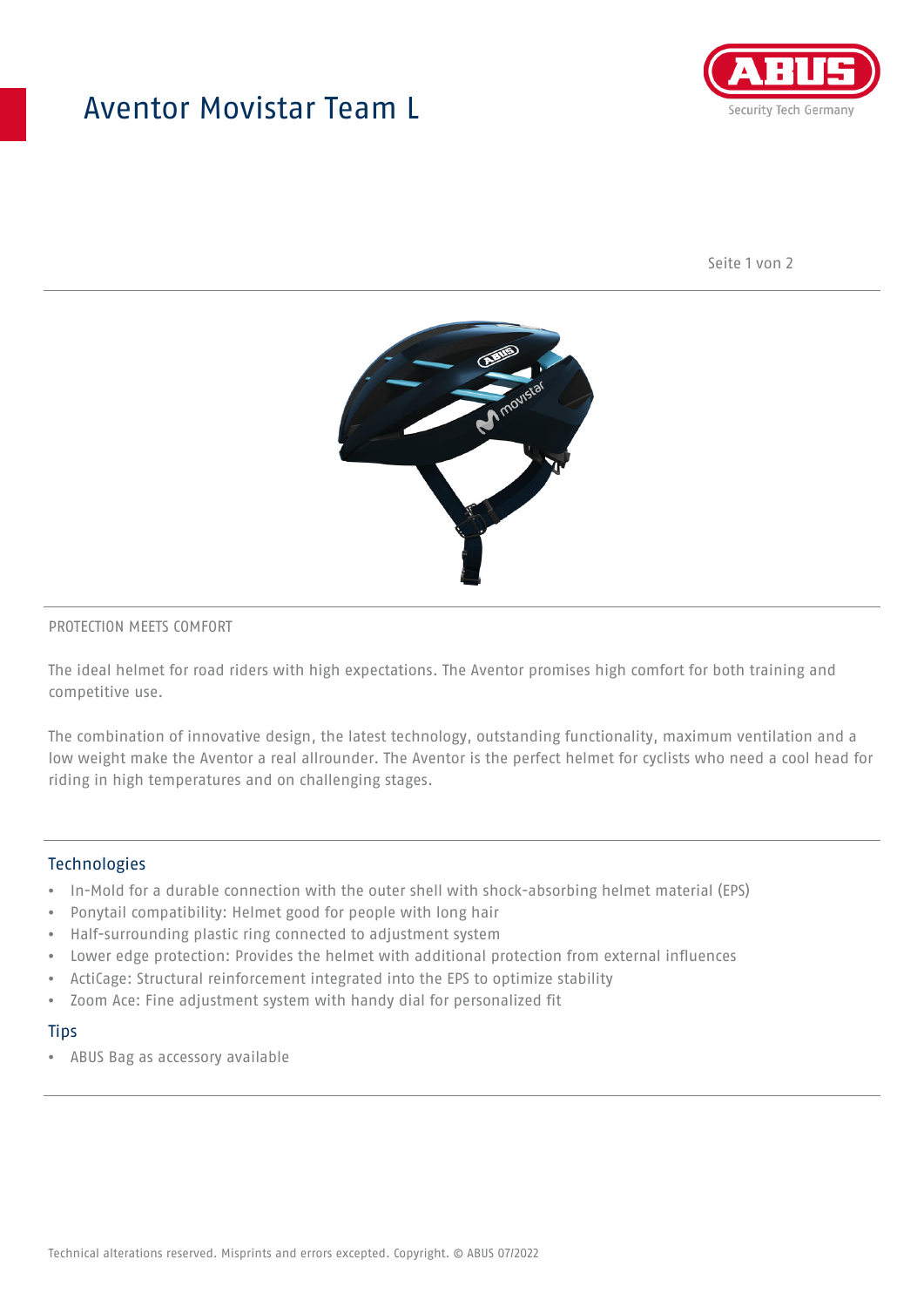# Aventor Movistar Team L

PROTECTION MEETS COMFORT

The ideal helmet for road riders with high expectations. The Aventor promises high comfort for both training and competitive use.

The combination of innovative design, the latest technology, outstanding functionality, maximum ventilation and a low weight make the Aventor a real allrounder. The Aventor is the perfect helmet for cyclists who need a cool head for riding in high temperatures and on challenging stages.

## Technologies

- In-Mold for a durable connection with the outer shell with shock-absorbing helmet material (EPS)
- Ponytail compatibility: Helmet good for people with long hair
- Half-surrounding plastic ring connected to adjustment system
- Lower edge protection: Provides the helmet with additional protection from external influences
- ActiCage: Structural reinforcement integrated into the EPS to optimize stability
- Zoom Ace: Fine adjustment system with handy dial for personalized fit

## Tips

- ABUS Bag as accessory available

Technical alterations reserved. Misprints and errors excepted. Copyright. © ABUS 07/2022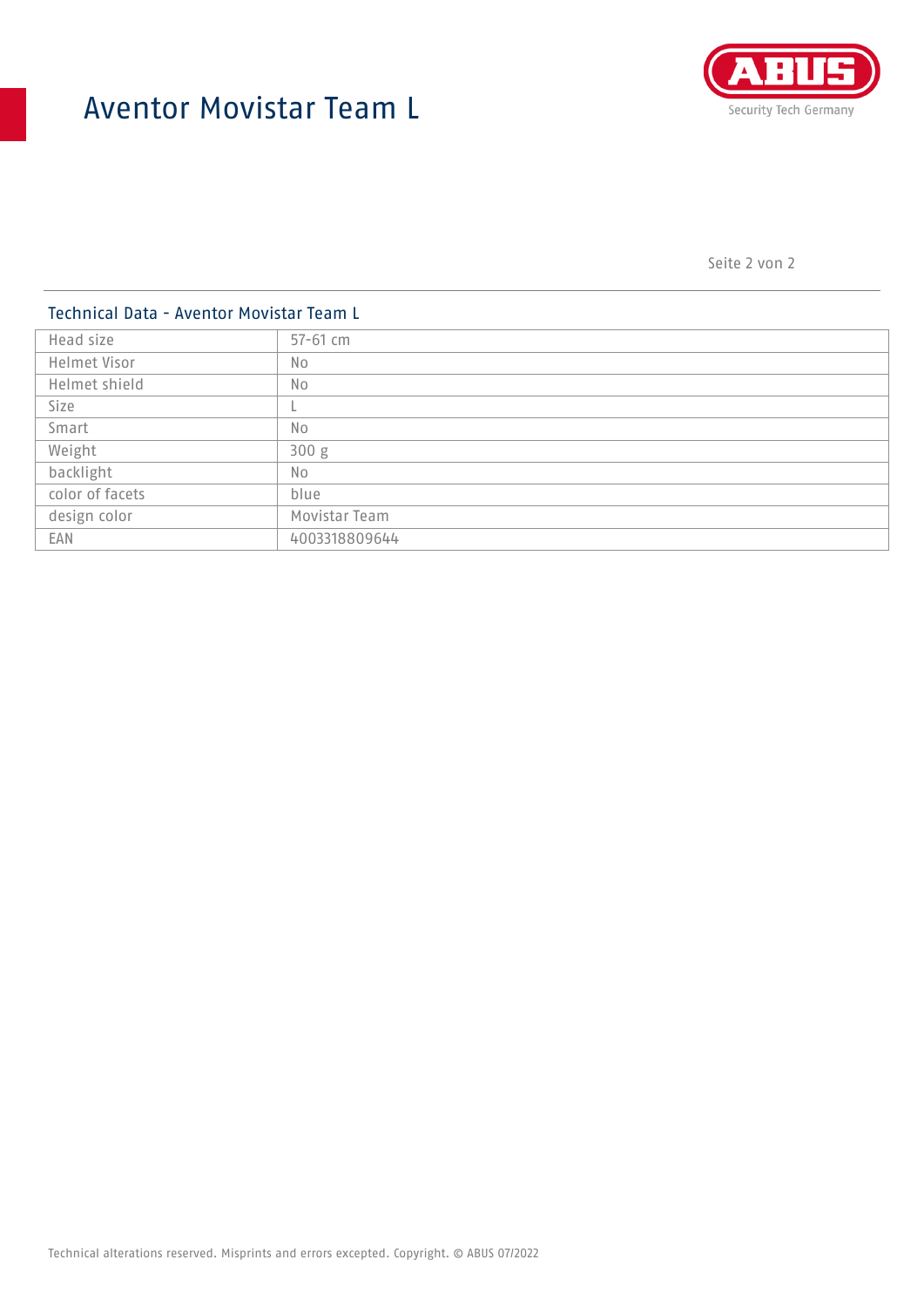## Technical Data - Aventor Movistar Team L

| | |
|---|---|
| Head size | 57-61 cm |
| Helmet Visor | No |
| Helmet shield | No |
| Size | L |
| Smart | No |
| Weight | 300 g |
| backlight | No |
| color of facets | blue |
| design color | Movistar Team |
| EAN | 4003318809644 |

Technical alterations reserved. Misprints and errors excepted. Copyright. © ABUS 07/2022